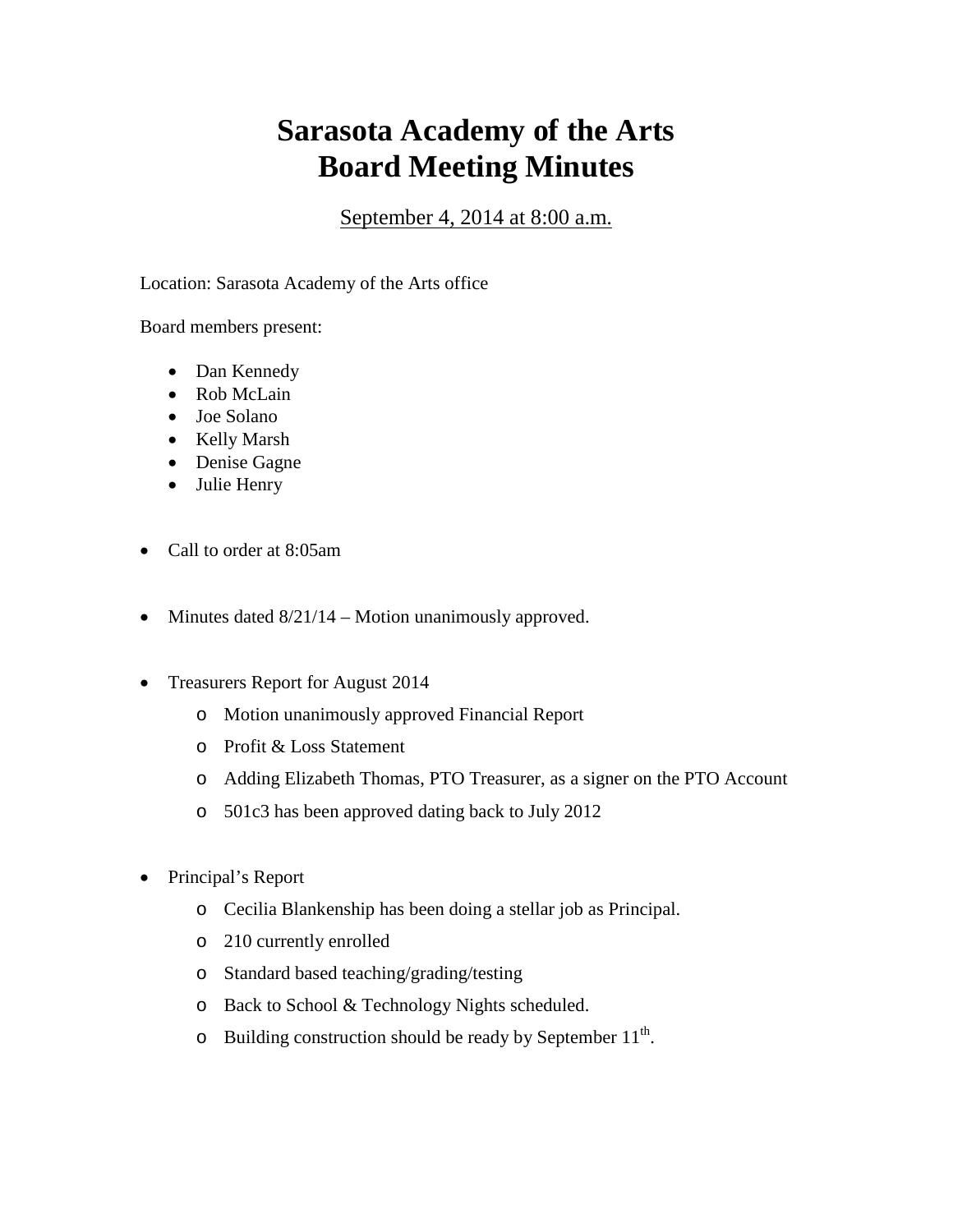# Sarasota Academy of the Arts
# Board Meeting Minutes

September 4, 2014 at 8:00 a.m.

Location: Sarasota Academy of the Arts office

Board members present:

- Dan Kennedy
- Rob McLain
- Joe Solano
- Kelly Marsh
- Denise Gagne
- Julie Henry

- Call to order at 8:05am

- Minutes dated 8/21/14 – Motion unanimously approved.

- Treasurers Report for August 2014
  - Motion unanimously approved Financial Report
  - Profit & Loss Statement
  - Adding Elizabeth Thomas, PTO Treasurer, as a signer on the PTO Account
  - 501c3 has been approved dating back to July 2012

- Principal's Report
  - Cecilia Blankenship has been doing a stellar job as Principal.
  - 210 currently enrolled
  - Standard based teaching/grading/testing
  - Back to School & Technology Nights scheduled.
  - Building construction should be ready by September 11th.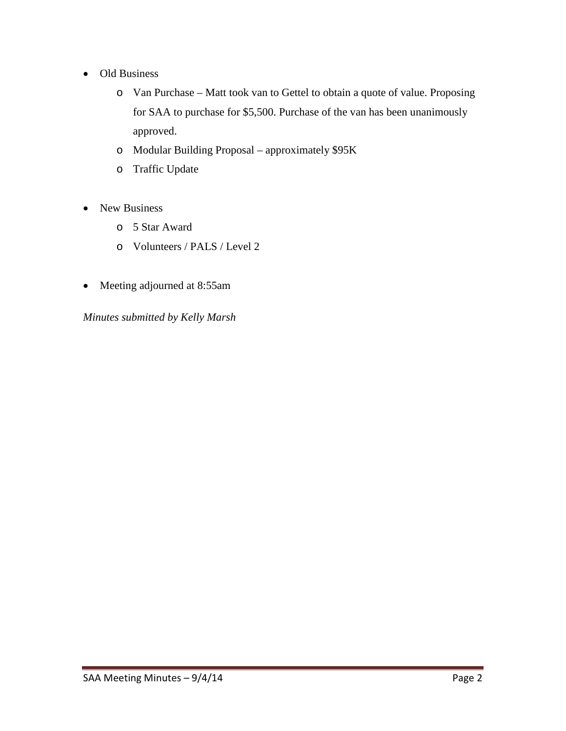- Old Business
  - Van Purchase – Matt took van to Gettel to obtain a quote of value. Proposing for SAA to purchase for $5,500. Purchase of the van has been unanimously approved.
  - Modular Building Proposal – approximately $95K
  - Traffic Update

- New Business
  - 5 Star Award
  - Volunteers / PALS / Level 2

- Meeting adjourned at 8:55am

*Minutes submitted by Kelly Marsh*